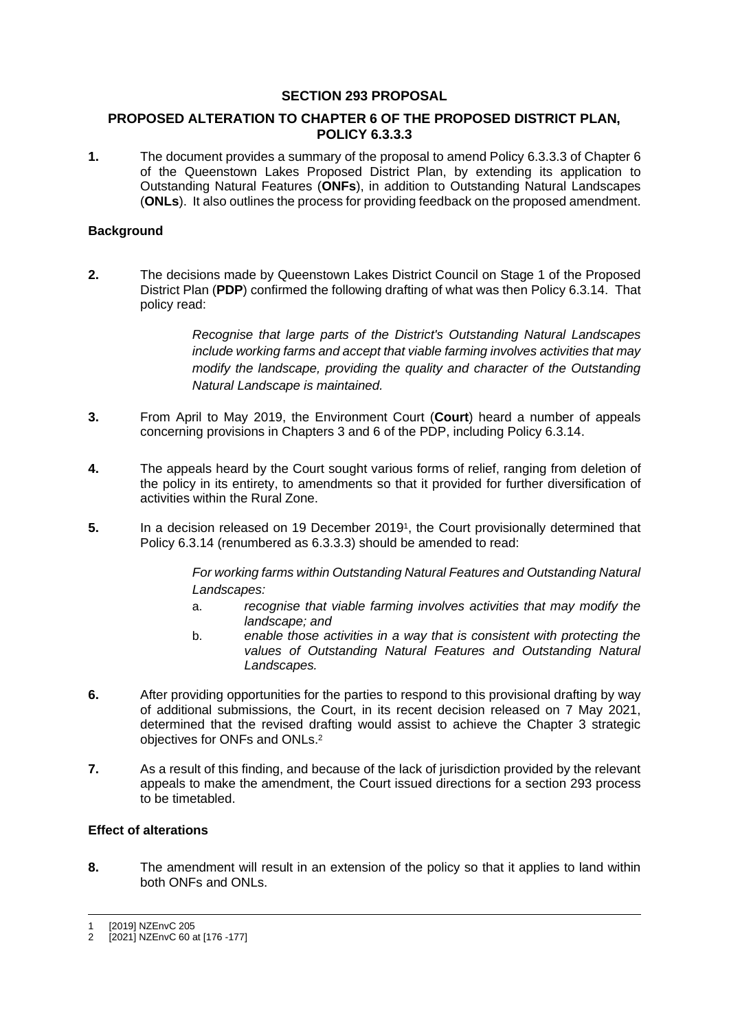# SECTION 293 PROPOSAL

## PROPOSED ALTERATION TO CHAPTER 6 OF THE PROPOSED DISTRICT PLAN, POLICY 6.3.3.3

**1.** The document provides a summary of the proposal to amend Policy 6.3.3.3 of Chapter 6 of the Queenstown Lakes Proposed District Plan, by extending its application to Outstanding Natural Features (**ONFs**), in addition to Outstanding Natural Landscapes (**ONLs**). It also outlines the process for providing feedback on the proposed amendment.

### Background

**2.** The decisions made by Queenstown Lakes District Council on Stage 1 of the Proposed District Plan (**PDP**) confirmed the following drafting of what was then Policy 6.3.14. That policy read:

> *Recognise that large parts of the District's Outstanding Natural Landscapes include working farms and accept that viable farming involves activities that may modify the landscape, providing the quality and character of the Outstanding Natural Landscape is maintained.*

**3.** From April to May 2019, the Environment Court (**Court**) heard a number of appeals concerning provisions in Chapters 3 and 6 of the PDP, including Policy 6.3.14.

**4.** The appeals heard by the Court sought various forms of relief, ranging from deletion of the policy in its entirety, to amendments so that it provided for further diversification of activities within the Rural Zone.

**5.** In a decision released on 19 December 2019[1], the Court provisionally determined that Policy 6.3.14 (renumbered as 6.3.3.3) should be amended to read:

> *For working farms within Outstanding Natural Features and Outstanding Natural Landscapes:*
>
> a. *recognise that viable farming involves activities that may modify the landscape; and*
> b. *enable those activities in a way that is consistent with protecting the values of Outstanding Natural Features and Outstanding Natural Landscapes.*

**6.** After providing opportunities for the parties to respond to this provisional drafting by way of additional submissions, the Court, in its recent decision released on 7 May 2021, determined that the revised drafting would assist to achieve the Chapter 3 strategic objectives for ONFs and ONLs.[2]

**7.** As a result of this finding, and because of the lack of jurisdiction provided by the relevant appeals to make the amendment, the Court issued directions for a section 293 process to be timetabled.

### Effect of alterations

**8.** The amendment will result in an extension of the policy so that it applies to land within both ONFs and ONLs.

---

1 [2019] NZEnvC 205
2 [2021] NZEnvC 60 at [176 -177]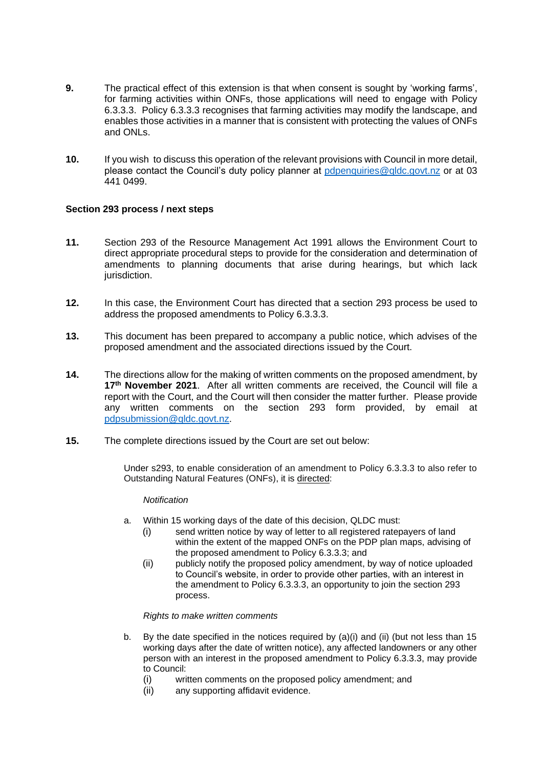9. The practical effect of this extension is that when consent is sought by 'working farms', for farming activities within ONFs, those applications will need to engage with Policy 6.3.3.3. Policy 6.3.3.3 recognises that farming activities may modify the landscape, and enables those activities in a manner that is consistent with protecting the values of ONFs and ONLs.

10. If you wish to discuss this operation of the relevant provisions with Council in more detail, please contact the Council's duty policy planner at pdpenquiries@qldc.govt.nz or at 03 441 0499.

**Section 293 process / next steps**

11. Section 293 of the Resource Management Act 1991 allows the Environment Court to direct appropriate procedural steps to provide for the consideration and determination of amendments to planning documents that arise during hearings, but which lack jurisdiction.

12. In this case, the Environment Court has directed that a section 293 process be used to address the proposed amendments to Policy 6.3.3.3.

13. This document has been prepared to accompany a public notice, which advises of the proposed amendment and the associated directions issued by the Court.

14. The directions allow for the making of written comments on the proposed amendment, by **17th November 2021**. After all written comments are received, the Council will file a report with the Court, and the Court will then consider the matter further. Please provide any written comments on the section 293 form provided, by email at pdpsubmission@qldc.govt.nz.

15. The complete directions issued by the Court are set out below:

> Under s293, to enable consideration of an amendment to Policy 6.3.3.3 to also refer to Outstanding Natural Features (ONFs), it is directed:
>
> *Notification*
>
> a. Within 15 working days of the date of this decision, QLDC must:
>    (i) send written notice by way of letter to all registered ratepayers of land within the extent of the mapped ONFs on the PDP plan maps, advising of the proposed amendment to Policy 6.3.3.3; and
>    (ii) publicly notify the proposed policy amendment, by way of notice uploaded to Council's website, in order to provide other parties, with an interest in the amendment to Policy 6.3.3.3, an opportunity to join the section 293 process.
>
> *Rights to make written comments*
>
> b. By the date specified in the notices required by (a)(i) and (ii) (but not less than 15 working days after the date of written notice), any affected landowners or any other person with an interest in the proposed amendment to Policy 6.3.3.3, may provide to Council:
>    (i) written comments on the proposed policy amendment; and
>    (ii) any supporting affidavit evidence.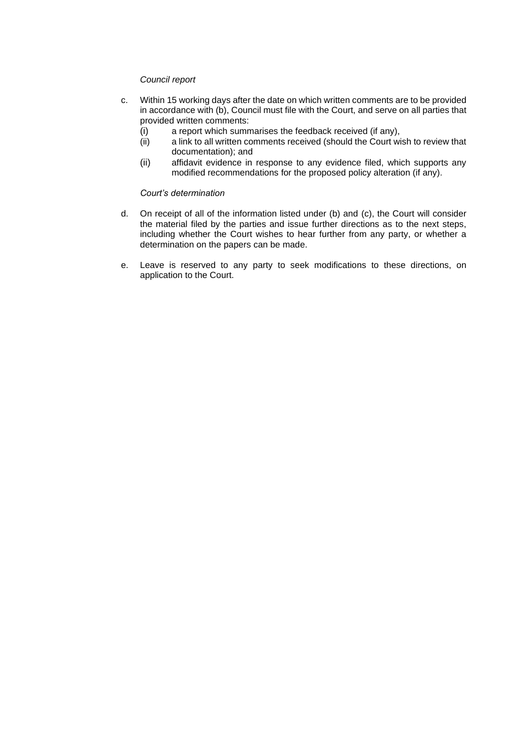*Council report*

c. Within 15 working days after the date on which written comments are to be provided in accordance with (b), Council must file with the Court, and serve on all parties that provided written comments:
   (i) a report which summarises the feedback received (if any),
   (ii) a link to all written comments received (should the Court wish to review that documentation); and
   (ii) affidavit evidence in response to any evidence filed, which supports any modified recommendations for the proposed policy alteration (if any).

*Court's determination*

d. On receipt of all of the information listed under (b) and (c), the Court will consider the material filed by the parties and issue further directions as to the next steps, including whether the Court wishes to hear further from any party, or whether a determination on the papers can be made.

e. Leave is reserved to any party to seek modifications to these directions, on application to the Court.